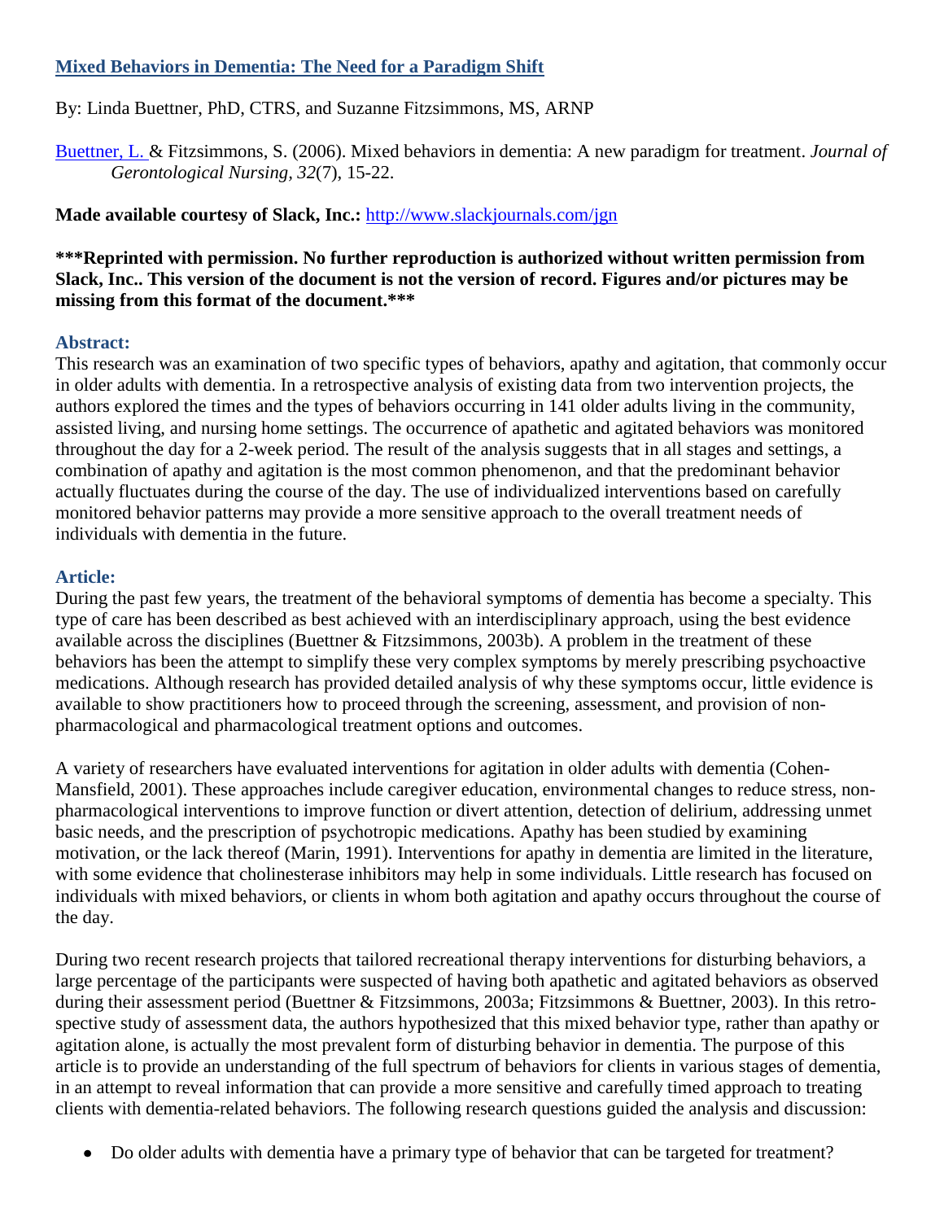# [Mixed Behaviors in Dementia: The Need for a Paradigm Shift](#)

By: Linda Buettner, PhD, CTRS, and Suzanne Fitzsimmons, MS, ARNP

[Buettner, L.](#) & Fitzsimmons, S. (2006). Mixed behaviors in dementia: A new paradigm for treatment. *Journal of Gerontological Nursing, 32*(7), 15-22.

**Made available courtesy of Slack, Inc.:** [http://www.slackjournals.com/jgn](http://www.slackjournals.com/jgn)

**\*\*\*Reprinted with permission. No further reproduction is authorized without written permission from Slack, Inc.. This version of the document is not the version of record. Figures and/or pictures may be missing from this format of the document.\*\*\***

## Abstract:

This research was an examination of two specific types of behaviors, apathy and agitation, that commonly occur in older adults with dementia. In a retrospective analysis of existing data from two intervention projects, the authors explored the times and the types of behaviors occurring in 141 older adults living in the community, assisted living, and nursing home settings. The occurrence of apathetic and agitated behaviors was monitored throughout the day for a 2-week period. The result of the analysis suggests that in all stages and settings, a combination of apathy and agitation is the most common phenomenon, and that the predominant behavior actually fluctuates during the course of the day. The use of individualized interventions based on carefully monitored behavior patterns may provide a more sensitive approach to the overall treatment needs of individuals with dementia in the future.

## Article:

During the past few years, the treatment of the behavioral symptoms of dementia has become a specialty. This type of care has been described as best achieved with an interdisciplinary approach, using the best evidence available across the disciplines (Buettner & Fitzsimmons, 2003b). A problem in the treatment of these behaviors has been the attempt to simplify these very complex symptoms by merely prescribing psychoactive medications. Although research has provided detailed analysis of why these symptoms occur, little evidence is available to show practitioners how to proceed through the screening, assessment, and provision of non-pharmacological and pharmacological treatment options and outcomes.

A variety of researchers have evaluated interventions for agitation in older adults with dementia (Cohen-Mansfield, 2001). These approaches include caregiver education, environmental changes to reduce stress, non-pharmacological interventions to improve function or divert attention, detection of delirium, addressing unmet basic needs, and the prescription of psychotropic medications. Apathy has been studied by examining motivation, or the lack thereof (Marin, 1991). Interventions for apathy in dementia are limited in the literature, with some evidence that cholinesterase inhibitors may help in some individuals. Little research has focused on individuals with mixed behaviors, or clients in whom both agitation and apathy occurs throughout the course of the day.

During two recent research projects that tailored recreational therapy interventions for disturbing behaviors, a large percentage of the participants were suspected of having both apathetic and agitated behaviors as observed during their assessment period (Buettner & Fitzsimmons, 2003a; Fitzsimmons & Buettner, 2003). In this retrospective study of assessment data, the authors hypothesized that this mixed behavior type, rather than apathy or agitation alone, is actually the most prevalent form of disturbing behavior in dementia. The purpose of this article is to provide an understanding of the full spectrum of behaviors for clients in various stages of dementia, in an attempt to reveal information that can provide a more sensitive and carefully timed approach to treating clients with dementia-related behaviors. The following research questions guided the analysis and discussion:

- Do older adults with dementia have a primary type of behavior that can be targeted for treatment?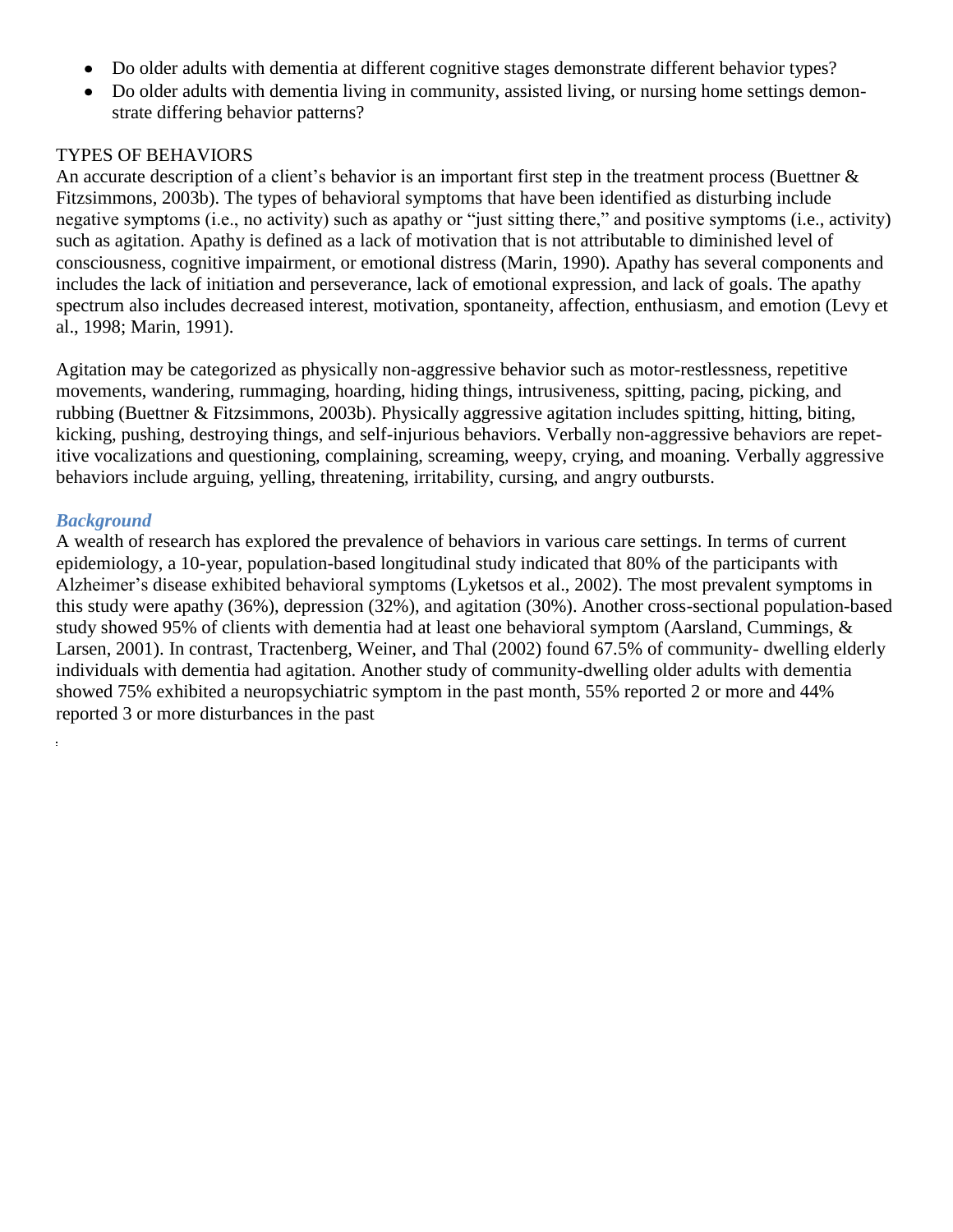- Do older adults with dementia at different cognitive stages demonstrate different behavior types?
- Do older adults with dementia living in community, assisted living, or nursing home settings demonstrate differing behavior patterns?

TYPES OF BEHAVIORS

An accurate description of a client's behavior is an important first step in the treatment process (Buettner & Fitzsimmons, 2003b). The types of behavioral symptoms that have been identified as disturbing include negative symptoms (i.e., no activity) such as apathy or "just sitting there," and positive symptoms (i.e., activity) such as agitation. Apathy is defined as a lack of motivation that is not attributable to diminished level of consciousness, cognitive impairment, or emotional distress (Marin, 1990). Apathy has several components and includes the lack of initiation and perseverance, lack of emotional expression, and lack of goals. The apathy spectrum also includes decreased interest, motivation, spontaneity, affection, enthusiasm, and emotion (Levy et al., 1998; Marin, 1991).

Agitation may be categorized as physically non-aggressive behavior such as motor-restlessness, repetitive movements, wandering, rummaging, hoarding, hiding things, intrusiveness, spitting, pacing, picking, and rubbing (Buettner & Fitzsimmons, 2003b). Physically aggressive agitation includes spitting, hitting, biting, kicking, pushing, destroying things, and self-injurious behaviors. Verbally non-aggressive behaviors are repetitive vocalizations and questioning, complaining, screaming, weepy, crying, and moaning. Verbally aggressive behaviors include arguing, yelling, threatening, irritability, cursing, and angry outbursts.

### *Background*

A wealth of research has explored the prevalence of behaviors in various care settings. In terms of current epidemiology, a 10-year, population-based longitudinal study indicated that 80% of the participants with Alzheimer's disease exhibited behavioral symptoms (Lyketsos et al., 2002). The most prevalent symptoms in this study were apathy (36%), depression (32%), and agitation (30%). Another cross-sectional population-based study showed 95% of clients with dementia had at least one behavioral symptom (Aarsland, Cummings, & Larsen, 2001). In contrast, Tractenberg, Weiner, and Thal (2002) found 67.5% of community- dwelling elderly individuals with dementia had agitation. Another study of community-dwelling older adults with dementia showed 75% exhibited a neuropsychiatric symptom in the past month, 55% reported 2 or more and 44% reported 3 or more disturbances in the past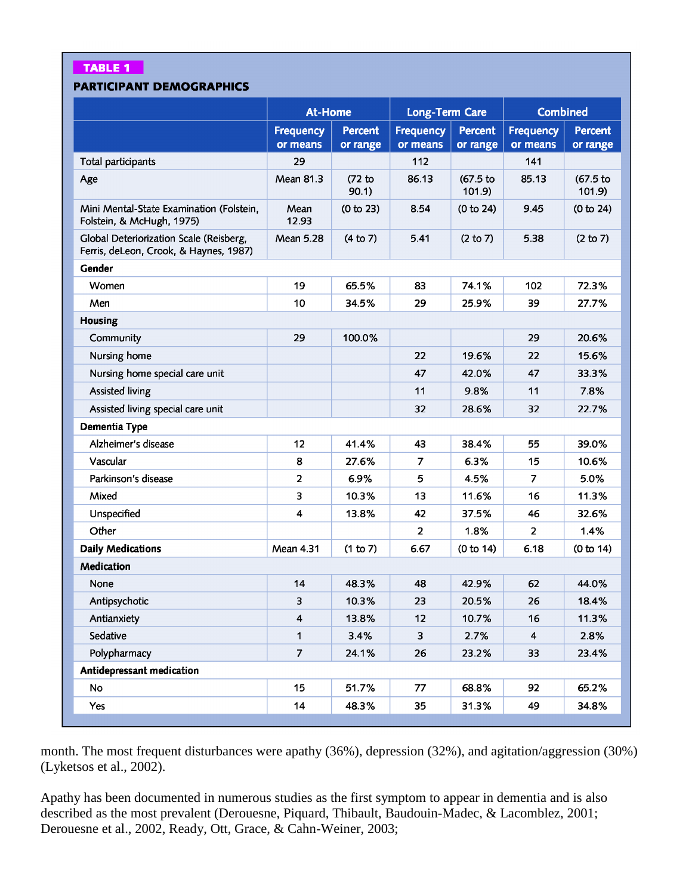**TABLE 1**

**PARTICIPANT DEMOGRAPHICS**

| | At-Home | | Long-Term Care | | Combined | |
|---|---|---|---|---|---|---|
| | Frequency or means | Percent or range | Frequency or means | Percent or range | Frequency or means | Percent or range |
| Total participants | 29 | | 112 | | 141 | |
| Age | Mean 81.3 | (72 to 90.1) | 86.13 | (67.5 to 101.9) | 85.13 | (67.5 to 101.9) |
| Mini Mental-State Examination (Folstein, Folstein, & McHugh, 1975) | Mean 12.93 | (0 to 23) | 8.54 | (0 to 24) | 9.45 | (0 to 24) |
| Global Deteriorization Scale (Reisberg, Ferris, deLeon, Crook, & Haynes, 1987) | Mean 5.28 | (4 to 7) | 5.41 | (2 to 7) | 5.38 | (2 to 7) |
| **Gender** | | | | | | |
| Women | 19 | 65.5% | 83 | 74.1% | 102 | 72.3% |
| Men | 10 | 34.5% | 29 | 25.9% | 39 | 27.7% |
| **Housing** | | | | | | |
| Community | 29 | 100.0% | | | 29 | 20.6% |
| Nursing home | | | 22 | 19.6% | 22 | 15.6% |
| Nursing home special care unit | | | 47 | 42.0% | 47 | 33.3% |
| Assisted living | | | 11 | 9.8% | 11 | 7.8% |
| Assisted living special care unit | | | 32 | 28.6% | 32 | 22.7% |
| **Dementia Type** | | | | | | |
| Alzheimer's disease | 12 | 41.4% | 43 | 38.4% | 55 | 39.0% |
| Vascular | 8 | 27.6% | 7 | 6.3% | 15 | 10.6% |
| Parkinson's disease | 2 | 6.9% | 5 | 4.5% | 7 | 5.0% |
| Mixed | 3 | 10.3% | 13 | 11.6% | 16 | 11.3% |
| Unspecified | 4 | 13.8% | 42 | 37.5% | 46 | 32.6% |
| Other | | | 2 | 1.8% | 2 | 1.4% |
| **Daily Medications** | Mean 4.31 | (1 to 7) | 6.67 | (0 to 14) | 6.18 | (0 to 14) |
| **Medication** | | | | | | |
| None | 14 | 48.3% | 48 | 42.9% | 62 | 44.0% |
| Antipsychotic | 3 | 10.3% | 23 | 20.5% | 26 | 18.4% |
| Antianxiety | 4 | 13.8% | 12 | 10.7% | 16 | 11.3% |
| Sedative | 1 | 3.4% | 3 | 2.7% | 4 | 2.8% |
| Polypharmacy | 7 | 24.1% | 26 | 23.2% | 33 | 23.4% |
| **Antidepressant medication** | | | | | | |
| No | 15 | 51.7% | 77 | 68.8% | 92 | 65.2% |
| Yes | 14 | 48.3% | 35 | 31.3% | 49 | 34.8% |

month. The most frequent disturbances were apathy (36%), depression (32%), and agitation/aggression (30%) (Lyketsos et al., 2002).

Apathy has been documented in numerous studies as the first symptom to appear in dementia and is also described as the most prevalent (Derouesne, Piquard, Thibault, Baudouin-Madec, & Lacomblez, 2001; Derouesne et al., 2002, Ready, Ott, Grace, & Cahn-Weiner, 2003;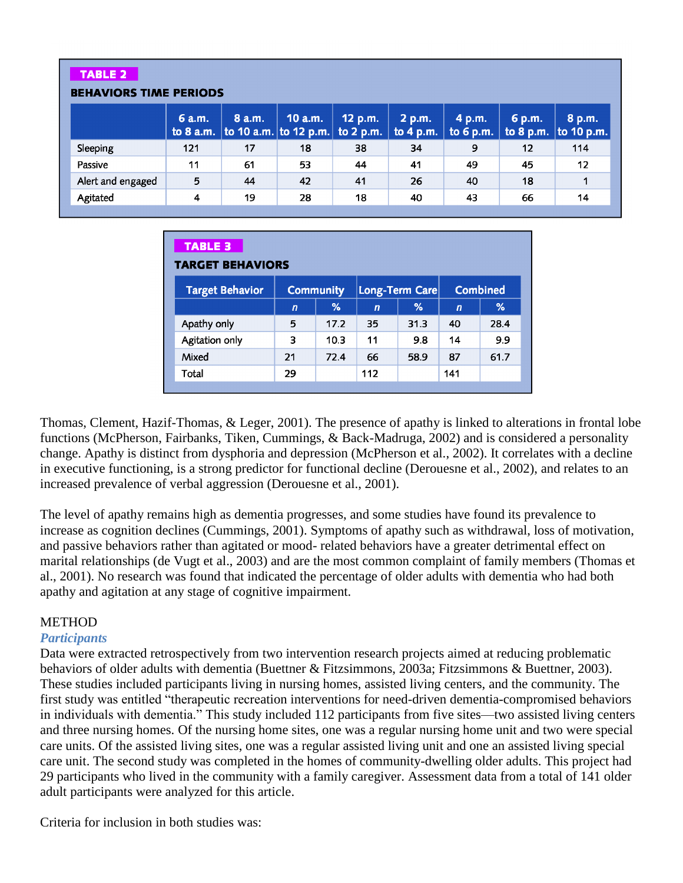**TABLE 2**

**BEHAVIORS TIME PERIODS**

| | 6 a.m. to 8 a.m. | 8 a.m. to 10 a.m. | 10 a.m. to 12 p.m. | 12 p.m. to 2 p.m. | 2 p.m. to 4 p.m. | 4 p.m. to 6 p.m. | 6 p.m. to 8 p.m. | 8 p.m. to 10 p.m. |
|---|---|---|---|---|---|---|---|---|
| Sleeping | 121 | 17 | 18 | 38 | 34 | 9 | 12 | 114 |
| Passive | 11 | 61 | 53 | 44 | 41 | 49 | 45 | 12 |
| Alert and engaged | 5 | 44 | 42 | 41 | 26 | 40 | 18 | 1 |
| Agitated | 4 | 19 | 28 | 18 | 40 | 43 | 66 | 14 |

**TABLE 3**

**TARGET BEHAVIORS**

| Target Behavior | Community | | Long-Term Care | | Combined | |
|---|---|---|---|---|---|---|
| | *n* | % | *n* | % | *n* | % |
| Apathy only | 5 | 17.2 | 35 | 31.3 | 40 | 28.4 |
| Agitation only | 3 | 10.3 | 11 | 9.8 | 14 | 9.9 |
| Mixed | 21 | 72.4 | 66 | 58.9 | 87 | 61.7 |
| Total | 29 | | 112 | | 141 | |

Thomas, Clement, Hazif-Thomas, & Leger, 2001). The presence of apathy is linked to alterations in frontal lobe functions (McPherson, Fairbanks, Tiken, Cummings, & Back-Madruga, 2002) and is considered a personality change. Apathy is distinct from dysphoria and depression (McPherson et al., 2002). It correlates with a decline in executive functioning, is a strong predictor for functional decline (Derouesne et al., 2002), and relates to an increased prevalence of verbal aggression (Derouesne et al., 2001).

The level of apathy remains high as dementia progresses, and some studies have found its prevalence to increase as cognition declines (Cummings, 2001). Symptoms of apathy such as withdrawal, loss of motivation, and passive behaviors rather than agitated or mood- related behaviors have a greater detrimental effect on marital relationships (de Vugt et al., 2003) and are the most common complaint of family members (Thomas et al., 2001). No research was found that indicated the percentage of older adults with dementia who had both apathy and agitation at any stage of cognitive impairment.

## METHOD

### *Participants*

Data were extracted retrospectively from two intervention research projects aimed at reducing problematic behaviors of older adults with dementia (Buettner & Fitzsimmons, 2003a; Fitzsimmons & Buettner, 2003). These studies included participants living in nursing homes, assisted living centers, and the community. The first study was entitled "therapeutic recreation interventions for need-driven dementia-compromised behaviors in individuals with dementia." This study included 112 participants from five sites—two assisted living centers and three nursing homes. Of the nursing home sites, one was a regular nursing home unit and two were special care units. Of the assisted living sites, one was a regular assisted living unit and one an assisted living special care unit. The second study was completed in the homes of community-dwelling older adults. This project had 29 participants who lived in the community with a family caregiver. Assessment data from a total of 141 older adult participants were analyzed for this article.

Criteria for inclusion in both studies was: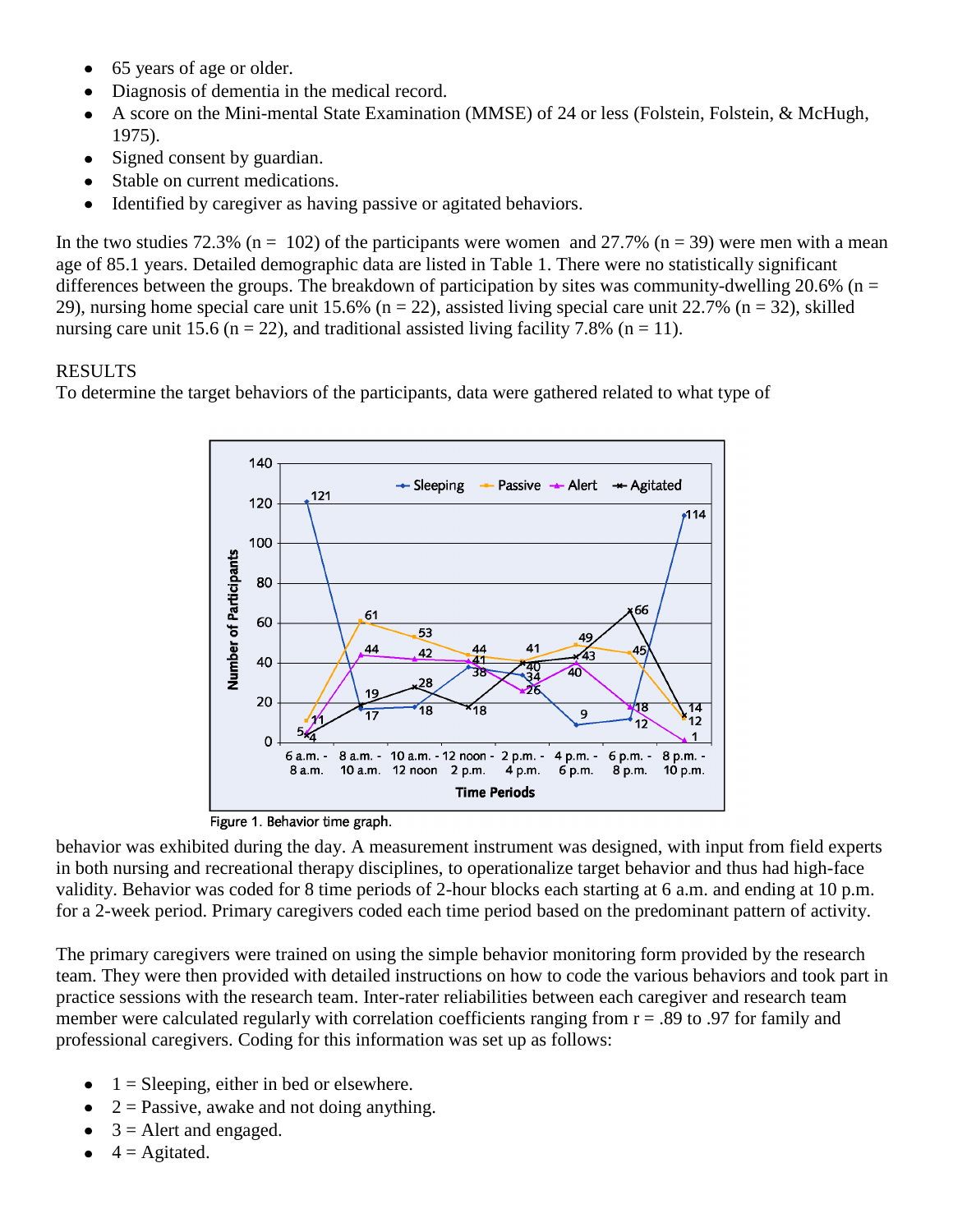- 65 years of age or older.
- Diagnosis of dementia in the medical record.
- A score on the Mini-mental State Examination (MMSE) of 24 or less (Folstein, Folstein, & McHugh, 1975).
- Signed consent by guardian.
- Stable on current medications.
- Identified by caregiver as having passive or agitated behaviors.

In the two studies 72.3% (n = 102) of the participants were women and 27.7% (n = 39) were men with a mean age of 85.1 years. Detailed demographic data are listed in Table 1. There were no statistically significant differences between the groups. The breakdown of participation by sites was community-dwelling 20.6% (n = 29), nursing home special care unit 15.6% (n = 22), assisted living special care unit 22.7% (n = 32), skilled nursing care unit 15.6 (n = 22), and traditional assisted living facility 7.8% (n = 11).

RESULTS

To determine the target behaviors of the participants, data were gathered related to what type of

Figure 1. Behavior time graph.

behavior was exhibited during the day. A measurement instrument was designed, with input from field experts in both nursing and recreational therapy disciplines, to operationalize target behavior and thus had high-face validity. Behavior was coded for 8 time periods of 2-hour blocks each starting at 6 a.m. and ending at 10 p.m. for a 2-week period. Primary caregivers coded each time period based on the predominant pattern of activity.

The primary caregivers were trained on using the simple behavior monitoring form provided by the research team. They were then provided with detailed instructions on how to code the various behaviors and took part in practice sessions with the research team. Inter-rater reliabilities between each caregiver and research team member were calculated regularly with correlation coefficients ranging from r = .89 to .97 for family and professional caregivers. Coding for this information was set up as follows:

- 1 = Sleeping, either in bed or elsewhere.
- 2 = Passive, awake and not doing anything.
- 3 = Alert and engaged.
- 4 = Agitated.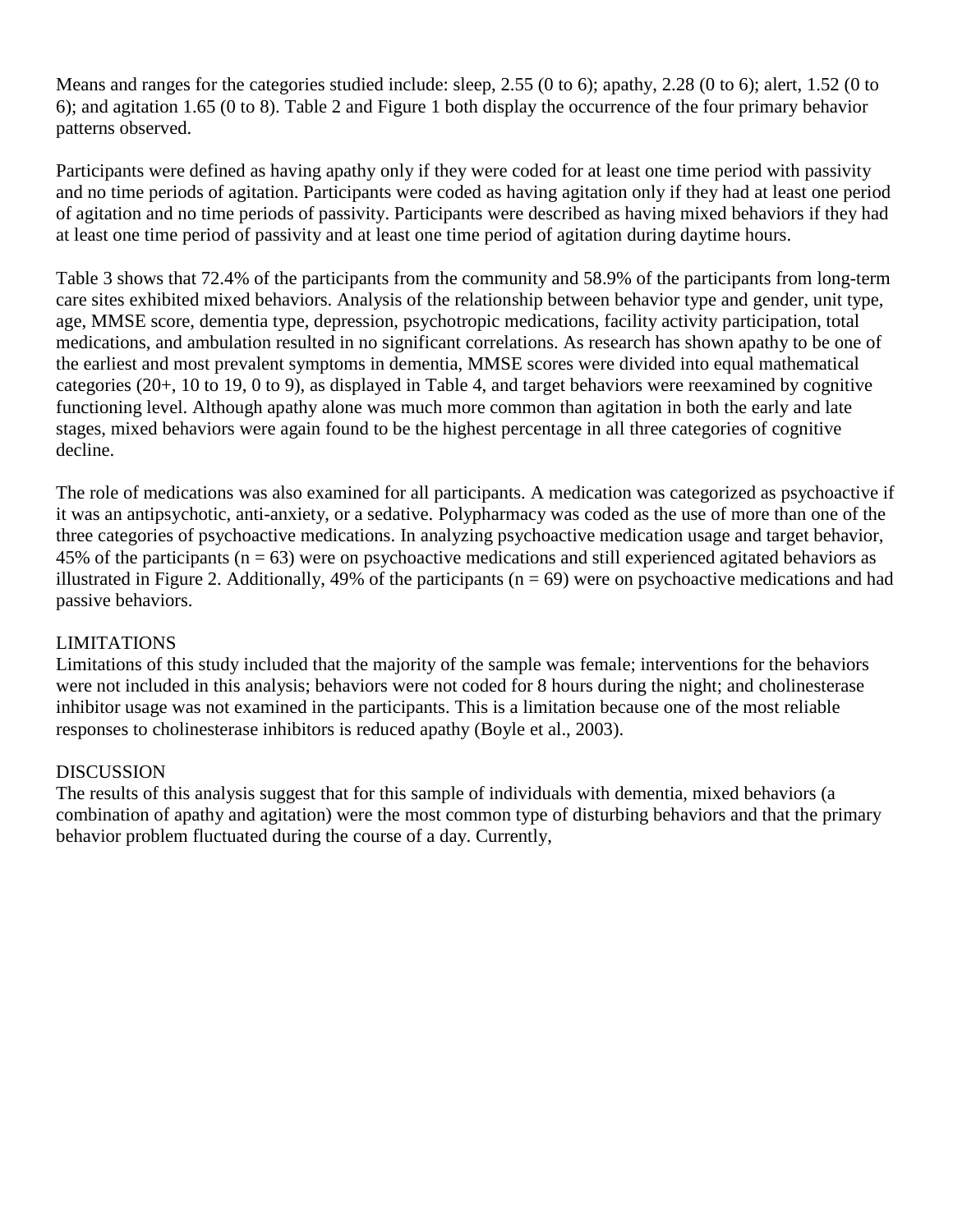Means and ranges for the categories studied include: sleep, 2.55 (0 to 6); apathy, 2.28 (0 to 6); alert, 1.52 (0 to 6); and agitation 1.65 (0 to 8). Table 2 and Figure 1 both display the occurrence of the four primary behavior patterns observed.

Participants were defined as having apathy only if they were coded for at least one time period with passivity and no time periods of agitation. Participants were coded as having agitation only if they had at least one period of agitation and no time periods of passivity. Participants were described as having mixed behaviors if they had at least one time period of passivity and at least one time period of agitation during daytime hours.

Table 3 shows that 72.4% of the participants from the community and 58.9% of the participants from long-term care sites exhibited mixed behaviors. Analysis of the relationship between behavior type and gender, unit type, age, MMSE score, dementia type, depression, psychotropic medications, facility activity participation, total medications, and ambulation resulted in no significant correlations. As research has shown apathy to be one of the earliest and most prevalent symptoms in dementia, MMSE scores were divided into equal mathematical categories (20+, 10 to 19, 0 to 9), as displayed in Table 4, and target behaviors were reexamined by cognitive functioning level. Although apathy alone was much more common than agitation in both the early and late stages, mixed behaviors were again found to be the highest percentage in all three categories of cognitive decline.

The role of medications was also examined for all participants. A medication was categorized as psychoactive if it was an antipsychotic, anti-anxiety, or a sedative. Polypharmacy was coded as the use of more than one of the three categories of psychoactive medications. In analyzing psychoactive medication usage and target behavior, 45% of the participants ($n = 63$) were on psychoactive medications and still experienced agitated behaviors as illustrated in Figure 2. Additionally, 49% of the participants ($n = 69$) were on psychoactive medications and had passive behaviors.

## LIMITATIONS

Limitations of this study included that the majority of the sample was female; interventions for the behaviors were not included in this analysis; behaviors were not coded for 8 hours during the night; and cholinesterase inhibitor usage was not examined in the participants. This is a limitation because one of the most reliable responses to cholinesterase inhibitors is reduced apathy (Boyle et al., 2003).

## DISCUSSION

The results of this analysis suggest that for this sample of individuals with dementia, mixed behaviors (a combination of apathy and agitation) were the most common type of disturbing behaviors and that the primary behavior problem fluctuated during the course of a day. Currently,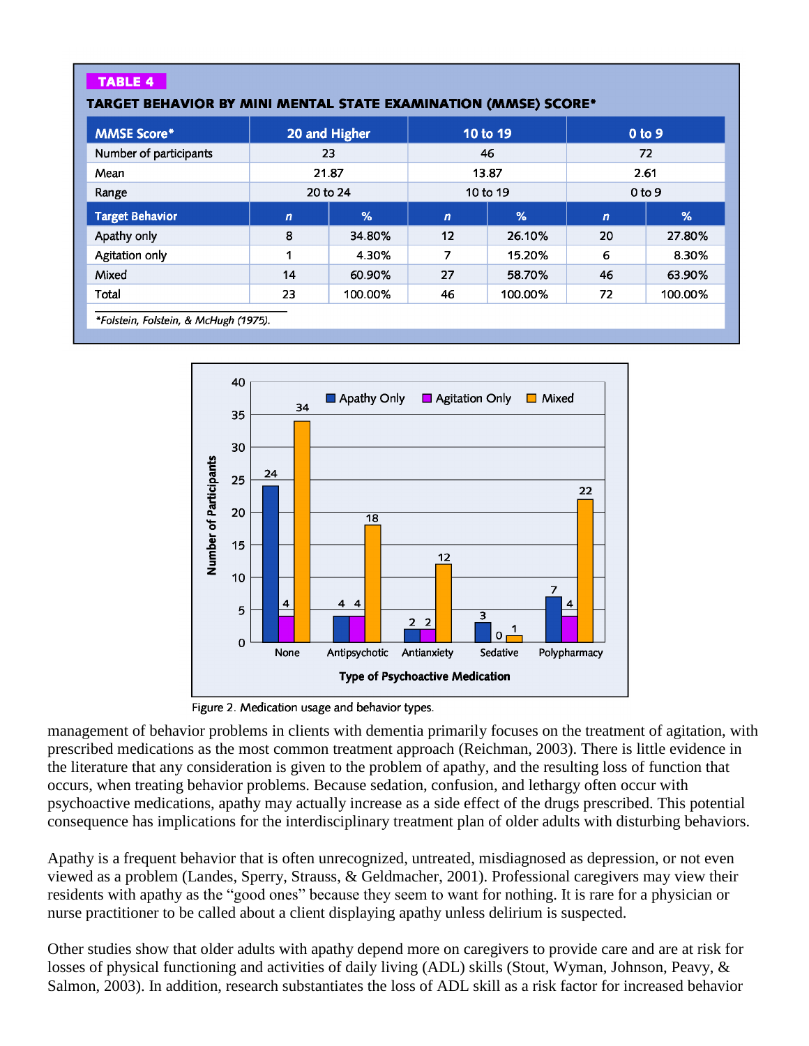**TABLE 4**

**TARGET BEHAVIOR BY MINI MENTAL STATE EXAMINATION (MMSE) SCORE***

| MMSE Score* | 20 and Higher | | 10 to 19 | | 0 to 9 | |
|---|---|---|---|---|---|---|
| Number of participants | 23 | | 46 | | 72 | |
| Mean | 21.87 | | 13.87 | | 2.61 | |
| Range | 20 to 24 | | 10 to 19 | | 0 to 9 | |
| **Target Behavior** | *n* | % | *n* | % | *n* | % |
| Apathy only | 8 | 34.80% | 12 | 26.10% | 20 | 27.80% |
| Agitation only | 1 | 4.30% | 7 | 15.20% | 6 | 8.30% |
| Mixed | 14 | 60.90% | 27 | 58.70% | 46 | 63.90% |
| Total | 23 | 100.00% | 46 | 100.00% | 72 | 100.00% |

*Folstein, Folstein, & McHugh (1975).

Figure 2. Medication usage and behavior types.

management of behavior problems in clients with dementia primarily focuses on the treatment of agitation, with prescribed medications as the most common treatment approach (Reichman, 2003). There is little evidence in the literature that any consideration is given to the problem of apathy, and the resulting loss of function that occurs, when treating behavior problems. Because sedation, confusion, and lethargy often occur with psychoactive medications, apathy may actually increase as a side effect of the drugs prescribed. This potential consequence has implications for the interdisciplinary treatment plan of older adults with disturbing behaviors.

Apathy is a frequent behavior that is often unrecognized, untreated, misdiagnosed as depression, or not even viewed as a problem (Landes, Sperry, Strauss, & Geldmacher, 2001). Professional caregivers may view their residents with apathy as the "good ones" because they seem to want for nothing. It is rare for a physician or nurse practitioner to be called about a client displaying apathy unless delirium is suspected.

Other studies show that older adults with apathy depend more on caregivers to provide care and are at risk for losses of physical functioning and activities of daily living (ADL) skills (Stout, Wyman, Johnson, Peavy, & Salmon, 2003). In addition, research substantiates the loss of ADL skill as a risk factor for increased behavior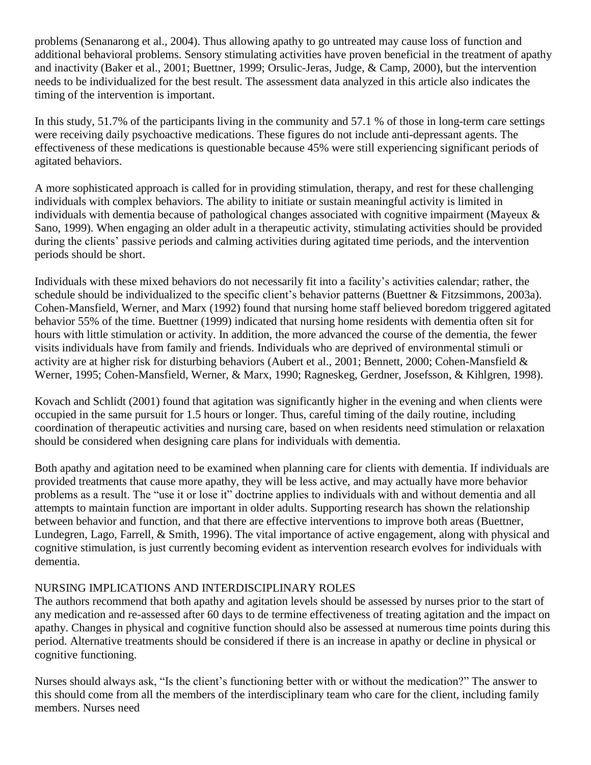problems (Senanarong et al., 2004). Thus allowing apathy to go untreated may cause loss of function and additional behavioral problems. Sensory stimulating activities have proven beneficial in the treatment of apathy and inactivity (Baker et al., 2001; Buettner, 1999; Orsulic-Jeras, Judge, & Camp, 2000), but the intervention needs to be individualized for the best result. The assessment data analyzed in this article also indicates the timing of the intervention is important.

In this study, 51.7% of the participants living in the community and 57.1 % of those in long-term care settings were receiving daily psychoactive medications. These figures do not include anti-depressant agents. The effectiveness of these medications is questionable because 45% were still experiencing significant periods of agitated behaviors.

A more sophisticated approach is called for in providing stimulation, therapy, and rest for these challenging individuals with complex behaviors. The ability to initiate or sustain meaningful activity is limited in individuals with dementia because of pathological changes associated with cognitive impairment (Mayeux & Sano, 1999). When engaging an older adult in a therapeutic activity, stimulating activities should be provided during the clients' passive periods and calming activities during agitated time periods, and the intervention periods should be short.

Individuals with these mixed behaviors do not necessarily fit into a facility's activities calendar; rather, the schedule should be individualized to the specific client's behavior patterns (Buettner & Fitzsimmons, 2003a). Cohen-Mansfield, Werner, and Marx (1992) found that nursing home staff believed boredom triggered agitated behavior 55% of the time. Buettner (1999) indicated that nursing home residents with dementia often sit for hours with little stimulation or activity. In addition, the more advanced the course of the dementia, the fewer visits individuals have from family and friends. Individuals who are deprived of environmental stimuli or activity are at higher risk for disturbing behaviors (Aubert et al., 2001; Bennett, 2000; Cohen-Mansfield & Werner, 1995; Cohen-Mansfield, Werner, & Marx, 1990; Ragneskeg, Gerdner, Josefsson, & Kihlgren, 1998).

Kovach and Schlidt (2001) found that agitation was significantly higher in the evening and when clients were occupied in the same pursuit for 1.5 hours or longer. Thus, careful timing of the daily routine, including coordination of therapeutic activities and nursing care, based on when residents need stimulation or relaxation should be considered when designing care plans for individuals with dementia.

Both apathy and agitation need to be examined when planning care for clients with dementia. If individuals are provided treatments that cause more apathy, they will be less active, and may actually have more behavior problems as a result. The "use it or lose it" doctrine applies to individuals with and without dementia and all attempts to maintain function are important in older adults. Supporting research has shown the relationship between behavior and function, and that there are effective interventions to improve both areas (Buettner, Lundegren, Lago, Farrell, & Smith, 1996). The vital importance of active engagement, along with physical and cognitive stimulation, is just currently becoming evident as intervention research evolves for individuals with dementia.

## NURSING IMPLICATIONS AND INTERDISCIPLINARY ROLES

The authors recommend that both apathy and agitation levels should be assessed by nurses prior to the start of any medication and re-assessed after 60 days to de termine effectiveness of treating agitation and the impact on apathy. Changes in physical and cognitive function should also be assessed at numerous time points during this period. Alternative treatments should be considered if there is an increase in apathy or decline in physical or cognitive functioning.

Nurses should always ask, "Is the client's functioning better with or without the medication?" The answer to this should come from all the members of the interdisciplinary team who care for the client, including family members. Nurses need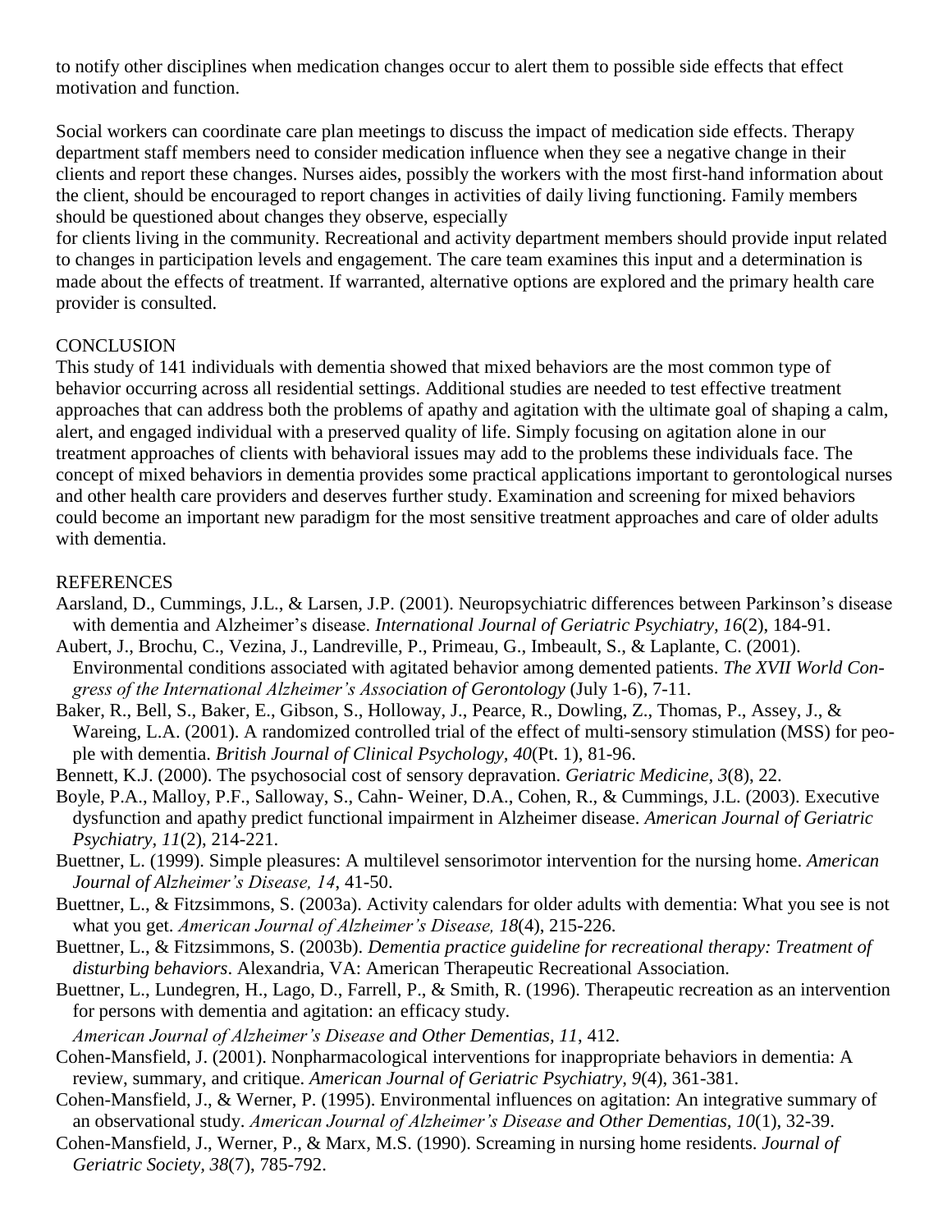to notify other disciplines when medication changes occur to alert them to possible side effects that effect motivation and function.

Social workers can coordinate care plan meetings to discuss the impact of medication side effects. Therapy department staff members need to consider medication influence when they see a negative change in their clients and report these changes. Nurses aides, possibly the workers with the most first-hand information about the client, should be encouraged to report changes in activities of daily living functioning. Family members should be questioned about changes they observe, especially for clients living in the community. Recreational and activity department members should provide input related to changes in participation levels and engagement. The care team examines this input and a determination is made about the effects of treatment. If warranted, alternative options are explored and the primary health care provider is consulted.

## CONCLUSION

This study of 141 individuals with dementia showed that mixed behaviors are the most common type of behavior occurring across all residential settings. Additional studies are needed to test effective treatment approaches that can address both the problems of apathy and agitation with the ultimate goal of shaping a calm, alert, and engaged individual with a preserved quality of life. Simply focusing on agitation alone in our treatment approaches of clients with behavioral issues may add to the problems these individuals face. The concept of mixed behaviors in dementia provides some practical applications important to gerontological nurses and other health care providers and deserves further study. Examination and screening for mixed behaviors could become an important new paradigm for the most sensitive treatment approaches and care of older adults with dementia.

## REFERENCES

Aarsland, D., Cummings, J.L., & Larsen, J.P. (2001). Neuropsychiatric differences between Parkinson's disease with dementia and Alzheimer's disease. *International Journal of Geriatric Psychiatry, 16*(2), 184-91.

Aubert, J., Brochu, C., Vezina, J., Landreville, P., Primeau, G., Imbeault, S., & Laplante, C. (2001). Environmental conditions associated with agitated behavior among demented patients. *The XVII World Congress of the International Alzheimer's Association of Gerontology* (July 1-6), 7-11.

Baker, R., Bell, S., Baker, E., Gibson, S., Holloway, J., Pearce, R., Dowling, Z., Thomas, P., Assey, J., & Wareing, L.A. (2001). A randomized controlled trial of the effect of multi-sensory stimulation (MSS) for people with dementia. *British Journal of Clinical Psychology, 40*(Pt. 1), 81-96.

Bennett, K.J. (2000). The psychosocial cost of sensory depravation. *Geriatric Medicine, 3*(8), 22.

Boyle, P.A., Malloy, P.F., Salloway, S., Cahn- Weiner, D.A., Cohen, R., & Cummings, J.L. (2003). Executive dysfunction and apathy predict functional impairment in Alzheimer disease. *American Journal of Geriatric Psychiatry, 11*(2), 214-221.

Buettner, L. (1999). Simple pleasures: A multilevel sensorimotor intervention for the nursing home. *American Journal of Alzheimer's Disease, 14*, 41-50.

Buettner, L., & Fitzsimmons, S. (2003a). Activity calendars for older adults with dementia: What you see is not what you get. *American Journal of Alzheimer's Disease, 18*(4), 215-226.

Buettner, L., & Fitzsimmons, S. (2003b). *Dementia practice guideline for recreational therapy: Treatment of disturbing behaviors*. Alexandria, VA: American Therapeutic Recreational Association.

Buettner, L., Lundegren, H., Lago, D., Farrell, P., & Smith, R. (1996). Therapeutic recreation as an intervention for persons with dementia and agitation: an efficacy study. *American Journal of Alzheimer's Disease and Other Dementias, 11*, 412.

Cohen-Mansfield, J. (2001). Nonpharmacological interventions for inappropriate behaviors in dementia: A review, summary, and critique. *American Journal of Geriatric Psychiatry, 9*(4), 361-381.

Cohen-Mansfield, J., & Werner, P. (1995). Environmental influences on agitation: An integrative summary of an observational study. *American Journal of Alzheimer's Disease and Other Dementias, 10*(1), 32-39.

Cohen-Mansfield, J., Werner, P., & Marx, M.S. (1990). Screaming in nursing home residents. *Journal of Geriatric Society, 38*(7), 785-792.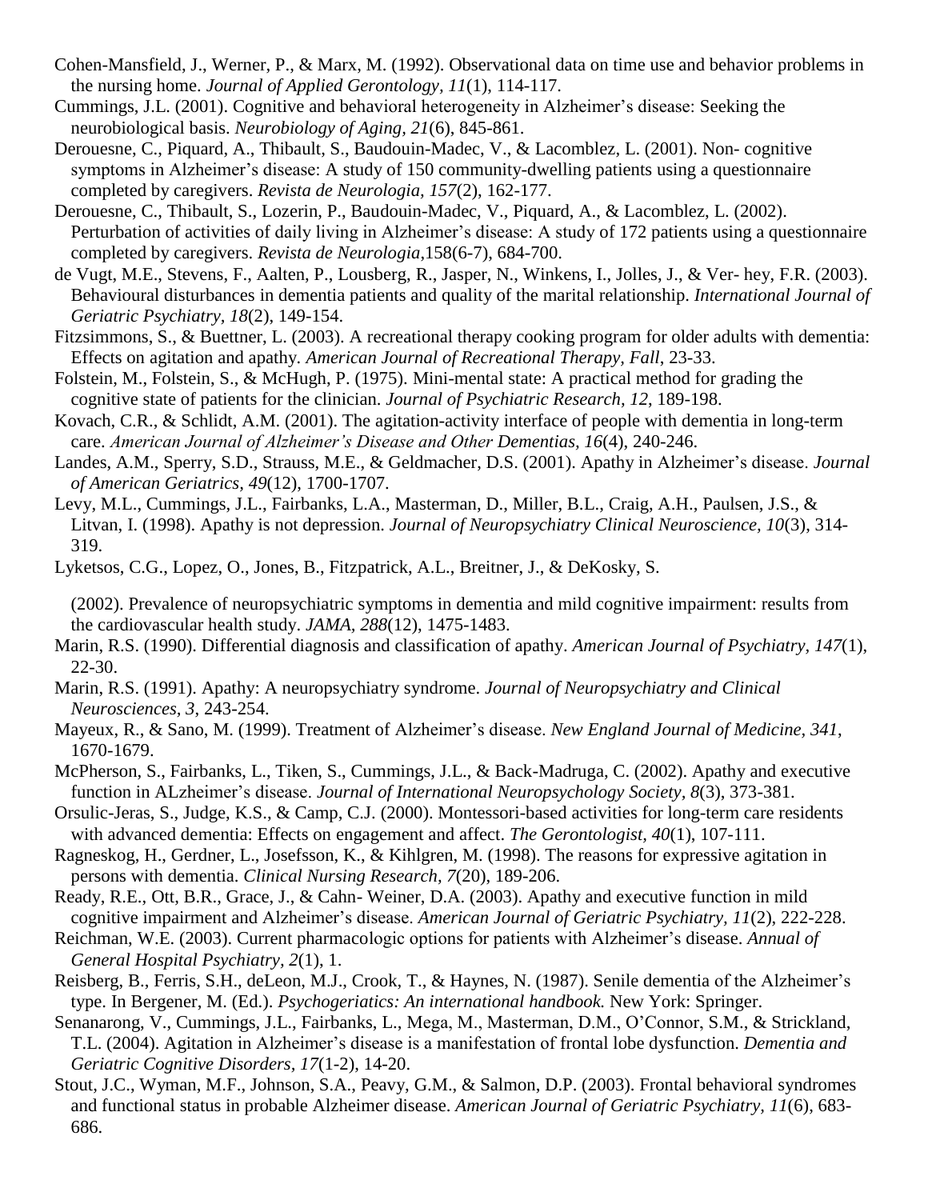Cohen-Mansfield, J., Werner, P., & Marx, M. (1992). Observational data on time use and behavior problems in the nursing home. *Journal of Applied Gerontology, 11*(1), 114-117.

Cummings, J.L. (2001). Cognitive and behavioral heterogeneity in Alzheimer's disease: Seeking the neurobiological basis. *Neurobiology of Aging, 21*(6), 845-861.

Derouesne, C., Piquard, A., Thibault, S., Baudouin-Madec, V., & Lacomblez, L. (2001). Non- cognitive symptoms in Alzheimer's disease: A study of 150 community-dwelling patients using a questionnaire completed by caregivers. *Revista de Neurologia, 157*(2), 162-177.

Derouesne, C., Thibault, S., Lozerin, P., Baudouin-Madec, V., Piquard, A., & Lacomblez, L. (2002). Perturbation of activities of daily living in Alzheimer's disease: A study of 172 patients using a questionnaire completed by caregivers. *Revista de Neurologia*,158(6-7), 684-700.

de Vugt, M.E., Stevens, F., Aalten, P., Lousberg, R., Jasper, N., Winkens, I., Jolles, J., & Ver- hey, F.R. (2003). Behavioural disturbances in dementia patients and quality of the marital relationship. *International Journal of Geriatric Psychiatry, 18*(2), 149-154.

Fitzsimmons, S., & Buettner, L. (2003). A recreational therapy cooking program for older adults with dementia: Effects on agitation and apathy. *American Journal of Recreational Therapy*, *Fall*, 23-33.

Folstein, M., Folstein, S., & McHugh, P. (1975). Mini-mental state: A practical method for grading the cognitive state of patients for the clinician. *Journal of Psychiatric Research, 12*, 189-198.

Kovach, C.R., & Schlidt, A.M. (2001). The agitation-activity interface of people with dementia in long-term care. *American Journal of Alzheimer's Disease and Other Dementias, 16*(4), 240-246.

Landes, A.M., Sperry, S.D., Strauss, M.E., & Geldmacher, D.S. (2001). Apathy in Alzheimer's disease. *Journal of American Geriatrics, 49*(12), 1700-1707.

Levy, M.L., Cummings, J.L., Fairbanks, L.A., Masterman, D., Miller, B.L., Craig, A.H., Paulsen, J.S., & Litvan, I. (1998). Apathy is not depression. *Journal of Neuropsychiatry Clinical Neuroscience, 10*(3), 314-319.

Lyketsos, C.G., Lopez, O., Jones, B., Fitzpatrick, A.L., Breitner, J., & DeKosky, S.

(2002). Prevalence of neuropsychiatric symptoms in dementia and mild cognitive impairment: results from the cardiovascular health study. *JAMA, 288*(12), 1475-1483.

Marin, R.S. (1990). Differential diagnosis and classification of apathy. *American Journal of Psychiatry, 147*(1), 22-30.

Marin, R.S. (1991). Apathy: A neuropsychiatry syndrome. *Journal of Neuropsychiatry and Clinical Neurosciences, 3*, 243-254.

Mayeux, R., & Sano, M. (1999). Treatment of Alzheimer's disease. *New England Journal of Medicine, 341*, 1670-1679.

McPherson, S., Fairbanks, L., Tiken, S., Cummings, J.L., & Back-Madruga, C. (2002). Apathy and executive function in ALzheimer's disease. *Journal of International Neuropsychology Society, 8*(3), 373-381.

Orsulic-Jeras, S., Judge, K.S., & Camp, C.J. (2000). Montessori-based activities for long-term care residents with advanced dementia: Effects on engagement and affect. *The Gerontologist, 40*(1), 107-111.

Ragneskog, H., Gerdner, L., Josefsson, K., & Kihlgren, M. (1998). The reasons for expressive agitation in persons with dementia. *Clinical Nursing Research, 7*(20), 189-206.

Ready, R.E., Ott, B.R., Grace, J., & Cahn- Weiner, D.A. (2003). Apathy and executive function in mild cognitive impairment and Alzheimer's disease. *American Journal of Geriatric Psychiatry, 11*(2), 222-228.

Reichman, W.E. (2003). Current pharmacologic options for patients with Alzheimer's disease. *Annual of General Hospital Psychiatry, 2*(1), 1.

Reisberg, B., Ferris, S.H., deLeon, M.J., Crook, T., & Haynes, N. (1987). Senile dementia of the Alzheimer's type. In Bergener, M. (Ed.). *Psychogeriatics: An international handbook.* New York: Springer.

Senanarong, V., Cummings, J.L., Fairbanks, L., Mega, M., Masterman, D.M., O'Connor, S.M., & Strickland, T.L. (2004). Agitation in Alzheimer's disease is a manifestation of frontal lobe dysfunction. *Dementia and Geriatric Cognitive Disorders, 17*(1-2), 14-20.

Stout, J.C., Wyman, M.F., Johnson, S.A., Peavy, G.M., & Salmon, D.P. (2003). Frontal behavioral syndromes and functional status in probable Alzheimer disease. *American Journal of Geriatric Psychiatry, 11*(6), 683-686.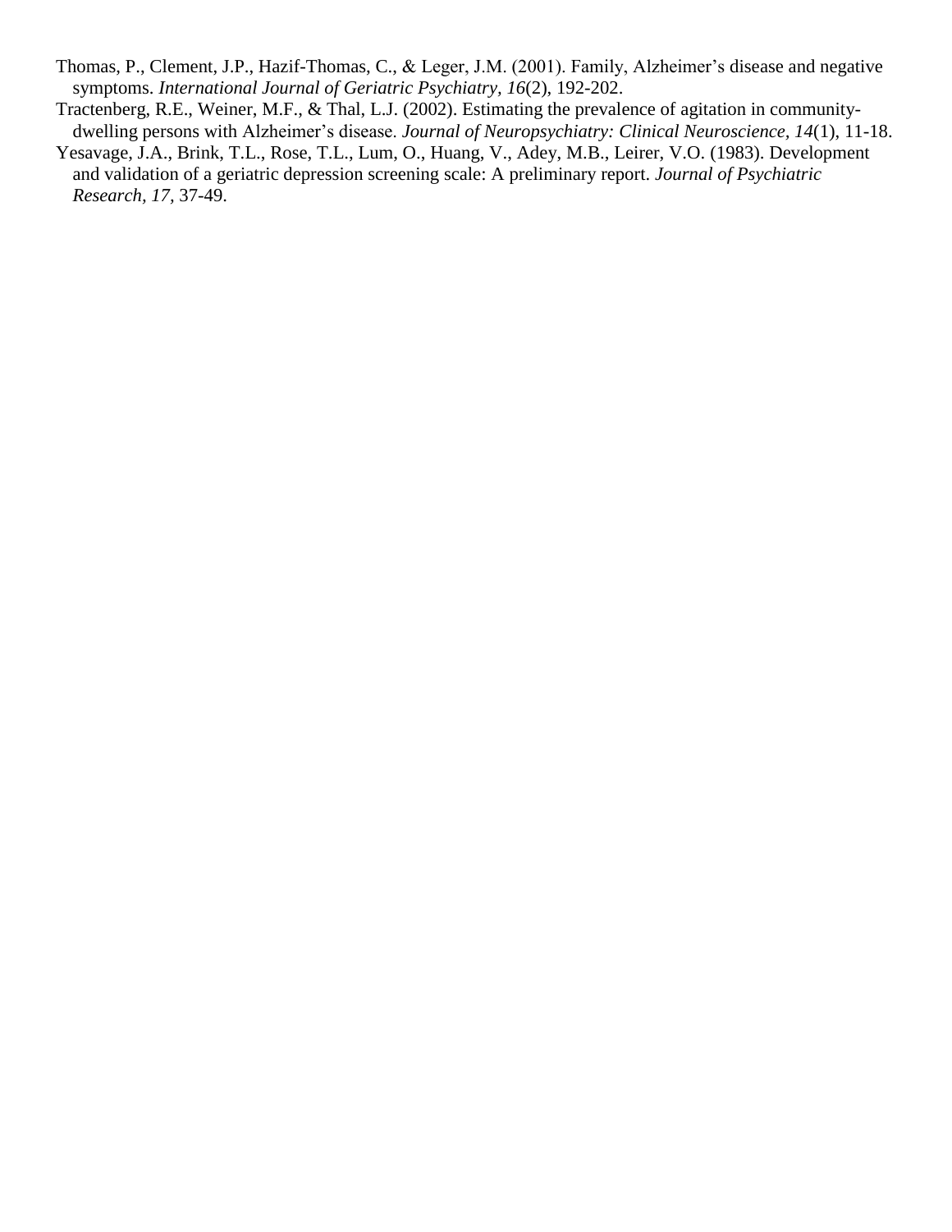Thomas, P., Clement, J.P., Hazif-Thomas, C., & Leger, J.M. (2001). Family, Alzheimer's disease and negative symptoms. *International Journal of Geriatric Psychiatry, 16*(2), 192-202.

Tractenberg, R.E., Weiner, M.F., & Thal, L.J. (2002). Estimating the prevalence of agitation in community-dwelling persons with Alzheimer's disease. *Journal of Neuropsychiatry: Clinical Neuroscience, 14*(1), 11-18.

Yesavage, J.A., Brink, T.L., Rose, T.L., Lum, O., Huang, V., Adey, M.B., Leirer, V.O. (1983). Development and validation of a geriatric depression screening scale: A preliminary report. *Journal of Psychiatric Research, 17,* 37-49.